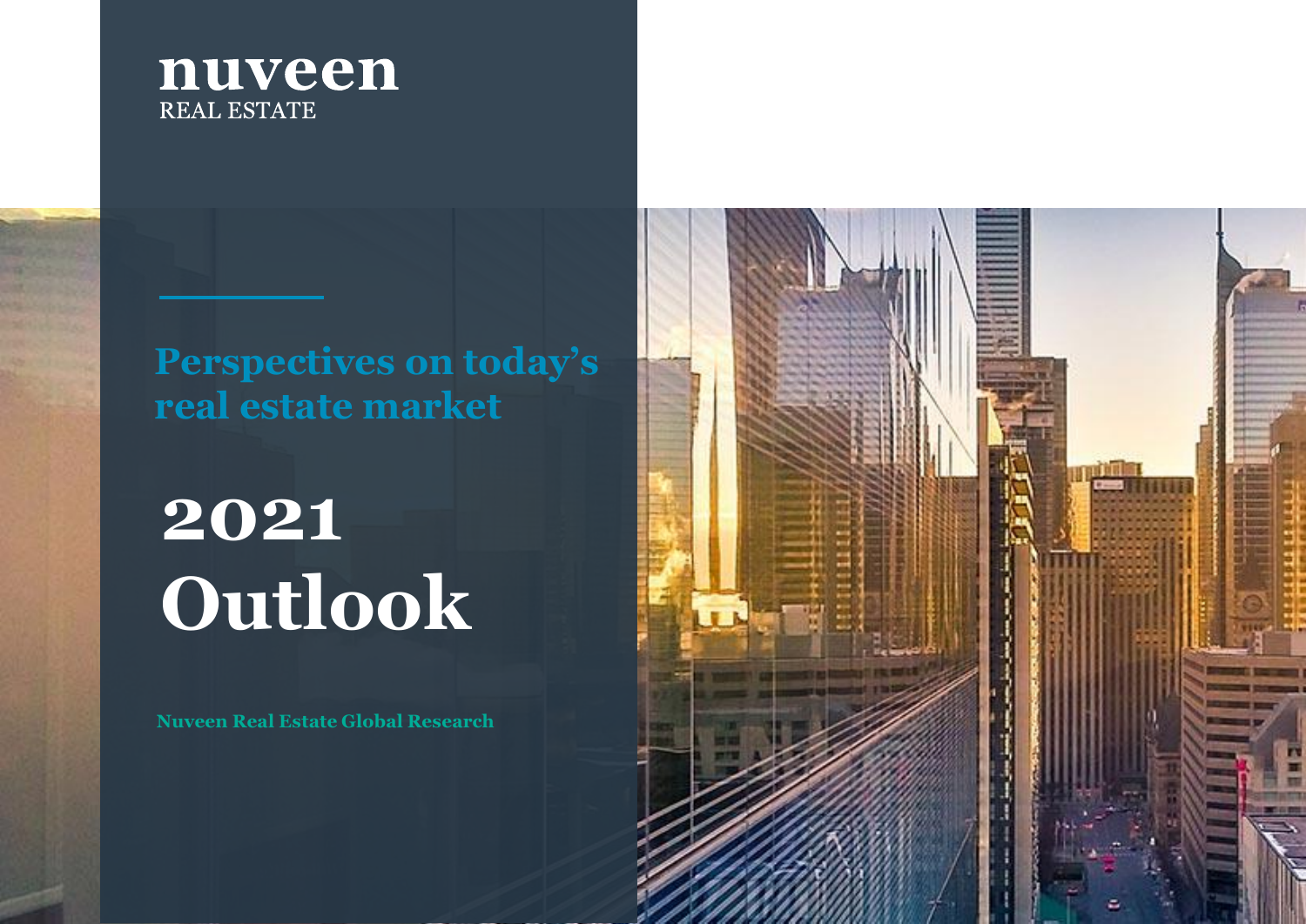nuveen
REAL ESTATE

## Perspectives on today's real estate market

# 2021 Outlook

**Nuveen Real Estate Global Research**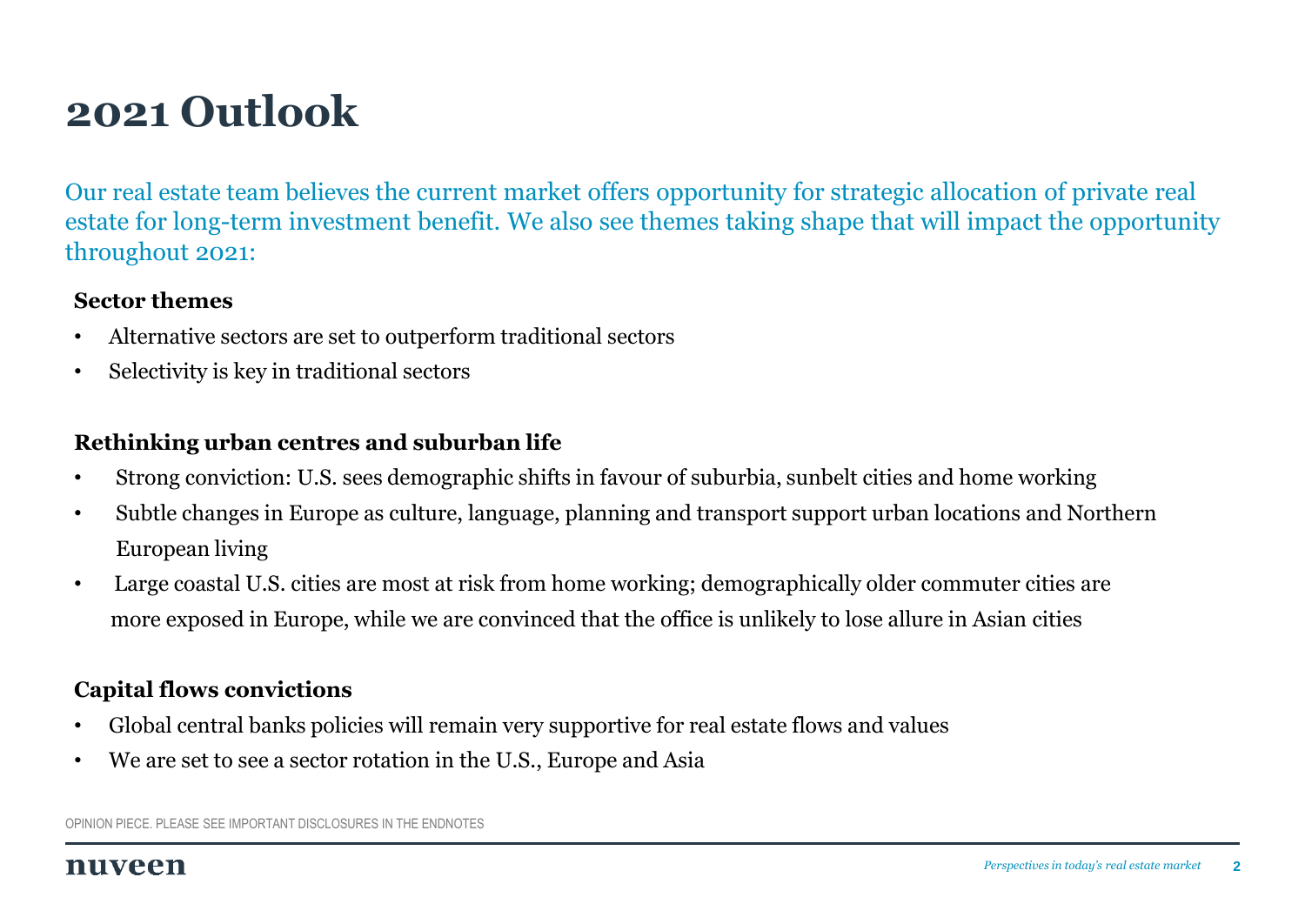# 2021 Outlook

Our real estate team believes the current market offers opportunity for strategic allocation of private real estate for long-term investment benefit. We also see themes taking shape that will impact the opportunity throughout 2021:

**Sector themes**

- Alternative sectors are set to outperform traditional sectors
- Selectivity is key in traditional sectors

**Rethinking urban centres and suburban life**

- Strong conviction: U.S. sees demographic shifts in favour of suburbia, sunbelt cities and home working
- Subtle changes in Europe as culture, language, planning and transport support urban locations and Northern European living
- Large coastal U.S. cities are most at risk from home working; demographically older commuter cities are more exposed in Europe, while we are convinced that the office is unlikely to lose allure in Asian cities

**Capital flows convictions**

- Global central banks policies will remain very supportive for real estate flows and values
- We are set to see a sector rotation in the U.S., Europe and Asia

OPINION PIECE. PLEASE SEE IMPORTANT DISCLOSURES IN THE ENDNOTES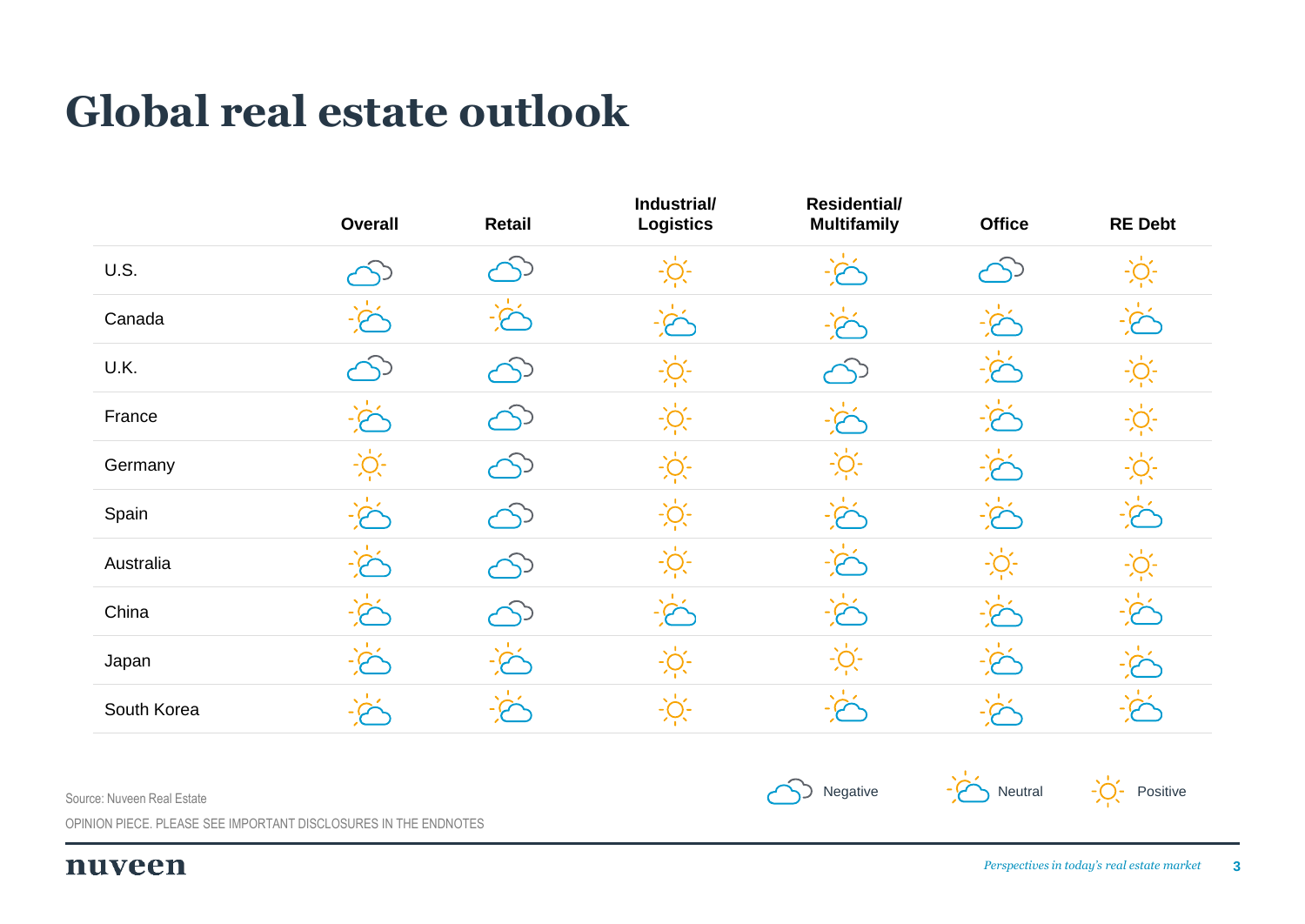# Global real estate outlook

| | Overall | Retail | Industrial/ Logistics | Residential/ Multifamily | Office | RE Debt |
|---|---|---|---|---|---|---|
| U.S. | Negative | Negative | Positive | Neutral | Negative | Positive |
| Canada | Neutral | Neutral | Neutral | Neutral | Neutral | Neutral |
| U.K. | Negative | Negative | Positive | Negative | Neutral | Positive |
| France | Neutral | Negative | Positive | Neutral | Neutral | Positive |
| Germany | Positive | Negative | Positive | Positive | Neutral | Positive |
| Spain | Neutral | Negative | Positive | Neutral | Neutral | Neutral |
| Australia | Neutral | Negative | Positive | Neutral | Positive | Positive |
| China | Neutral | Negative | Neutral | Neutral | Neutral | Neutral |
| Japan | Neutral | Neutral | Positive | Positive | Neutral | Neutral |
| South Korea | Neutral | Neutral | Positive | Neutral | Neutral | Neutral |

Negative | Neutral | Positive

Source: Nuveen Real Estate

OPINION PIECE. PLEASE SEE IMPORTANT DISCLOSURES IN THE ENDNOTES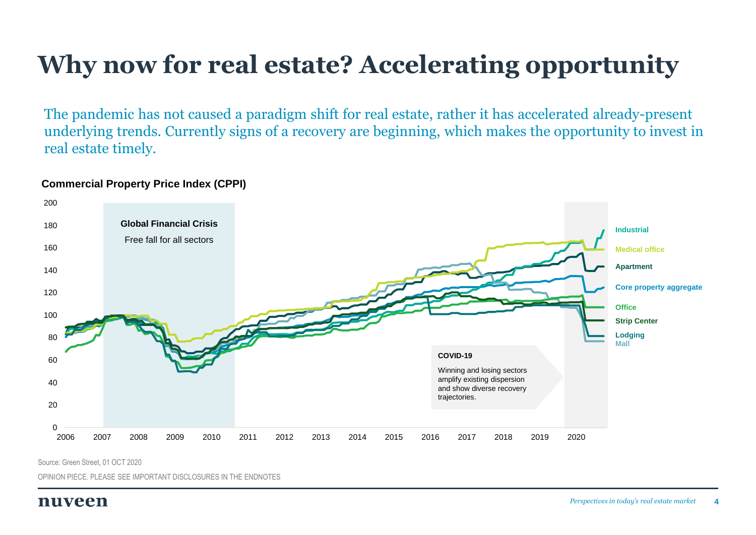# Why now for real estate? Accelerating opportunity

The pandemic has not caused a paradigm shift for real estate, rather it has accelerated already-present underlying trends. Currently signs of a recovery are beginning, which makes the opportunity to invest in real estate timely.

**Commercial Property Price Index (CPPI)**

Global Financial Crisis

Free fall for all sectors

COVID-19

Winning and losing sectors amplify existing dispersion and show diverse recovery trajectories.

Industrial, Medical office, Apartment, Core property aggregate, Office, Strip Center, Lodging, Mall

Source: Green Street, 01 OCT 2020

OPINION PIECE. PLEASE SEE IMPORTANT DISCLOSURES IN THE ENDNOTES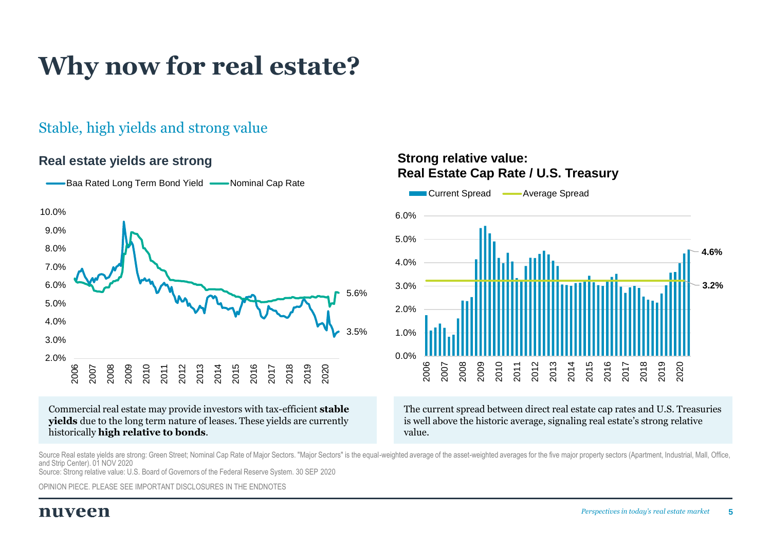# Why now for real estate?

## Stable, high yields and strong value

### Real estate yields are strong

Baa Rated Long Term Bond Yield — Nominal Cap Rate

10.0%
9.0%
8.0%
7.0%
6.0%
5.0%
4.0%
3.0%
2.0%

2006 2007 2008 2009 2010 2011 2012 2013 2014 2015 2016 2017 2018 2019 2020

5.6%
3.5%

### Strong relative value: Real Estate Cap Rate / U.S. Treasury

Current Spread — Average Spread

6.0%
5.0%
4.0%
3.0%
2.0%
1.0%
0.0%

2006 2007 2008 2009 2010 2011 2012 2013 2014 2015 2016 2017 2018 2019 2020

4.6%
3.2%

Commercial real estate may provide investors with tax-efficient **stable yields** due to the long term nature of leases. These yields are currently historically **high relative to bonds**.

The current spread between direct real estate cap rates and U.S. Treasuries is well above the historic average, signaling real estate's strong relative value.

Source Real estate yields are strong: Green Street; Nominal Cap Rate of Major Sectors. "Major Sectors" is the equal-weighted average of the asset-weighted averages for the five major property sectors (Apartment, Industrial, Mall, Office, and Strip Center). 01 NOV 2020
Source: Strong relative value: U.S. Board of Governors of the Federal Reserve System. 30 SEP 2020

OPINION PIECE. PLEASE SEE IMPORTANT DISCLOSURES IN THE ENDNOTES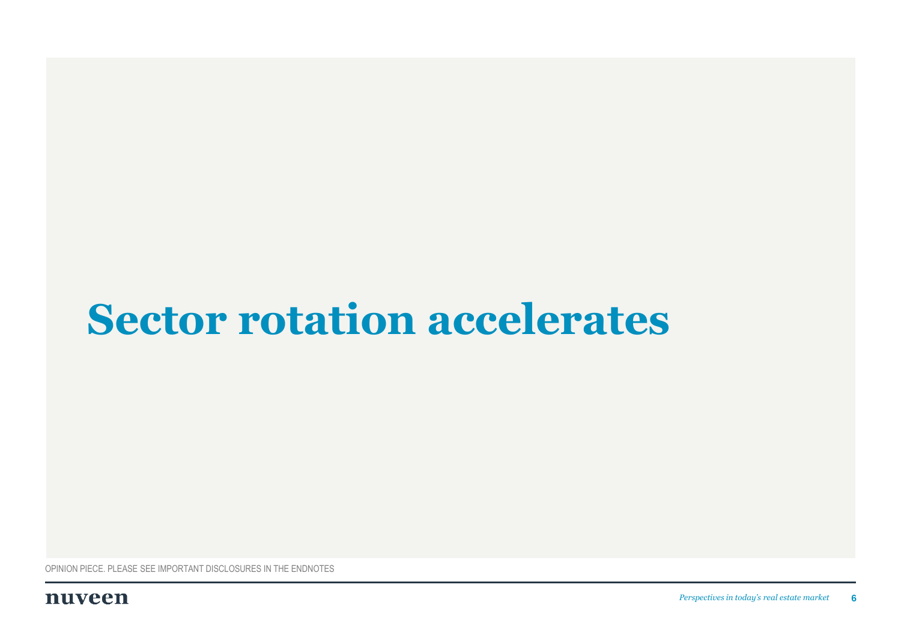# Sector rotation accelerates

OPINION PIECE. PLEASE SEE IMPORTANT DISCLOSURES IN THE ENDNOTES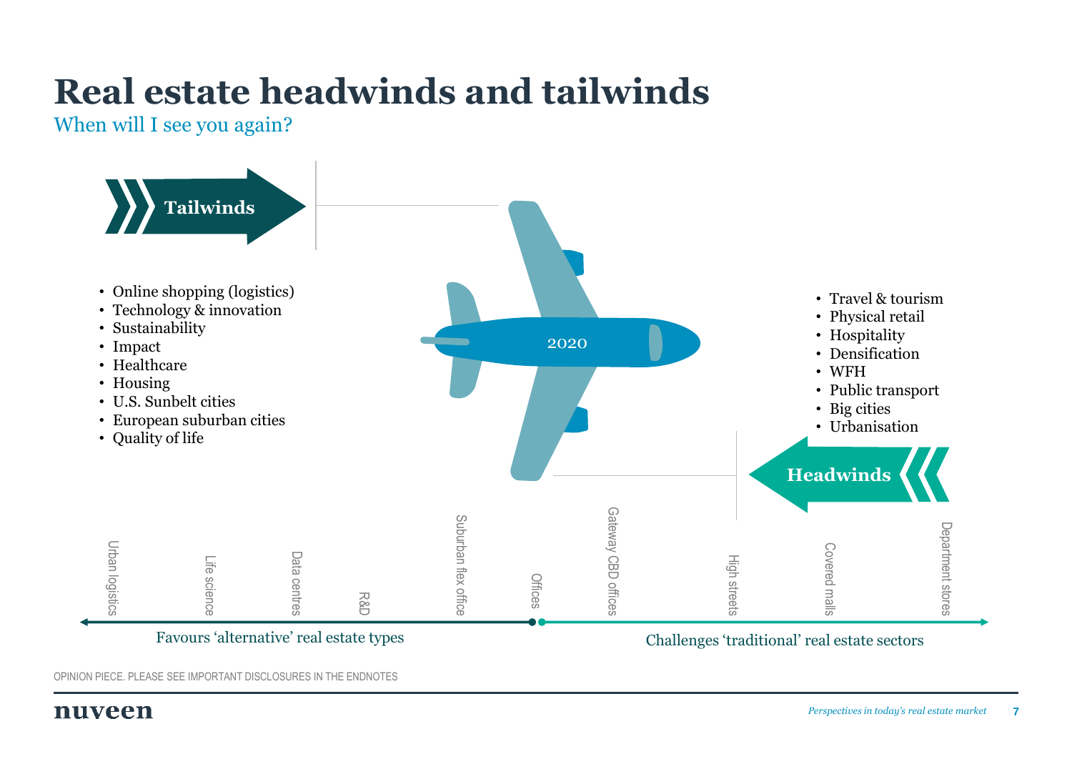# Real estate headwinds and tailwinds

When will I see you again?

**Tailwinds**

- Online shopping (logistics)
- Technology & innovation
- Sustainability
- Impact
- Healthcare
- Housing
- U.S. Sunbelt cities
- European suburban cities
- Quality of life

2020

- Travel & tourism
- Physical retail
- Hospitality
- Densification
- WFH
- Public transport
- Big cities
- Urbanisation

**Headwinds**

Urban logistics, Life science, Data centres, R&D, Suburban flex office, Offices, Gateway CBD offices, High streets, Covered malls, Department stores

Favours 'alternative' real estate types

Challenges 'traditional' real estate sectors

OPINION PIECE. PLEASE SEE IMPORTANT DISCLOSURES IN THE ENDNOTES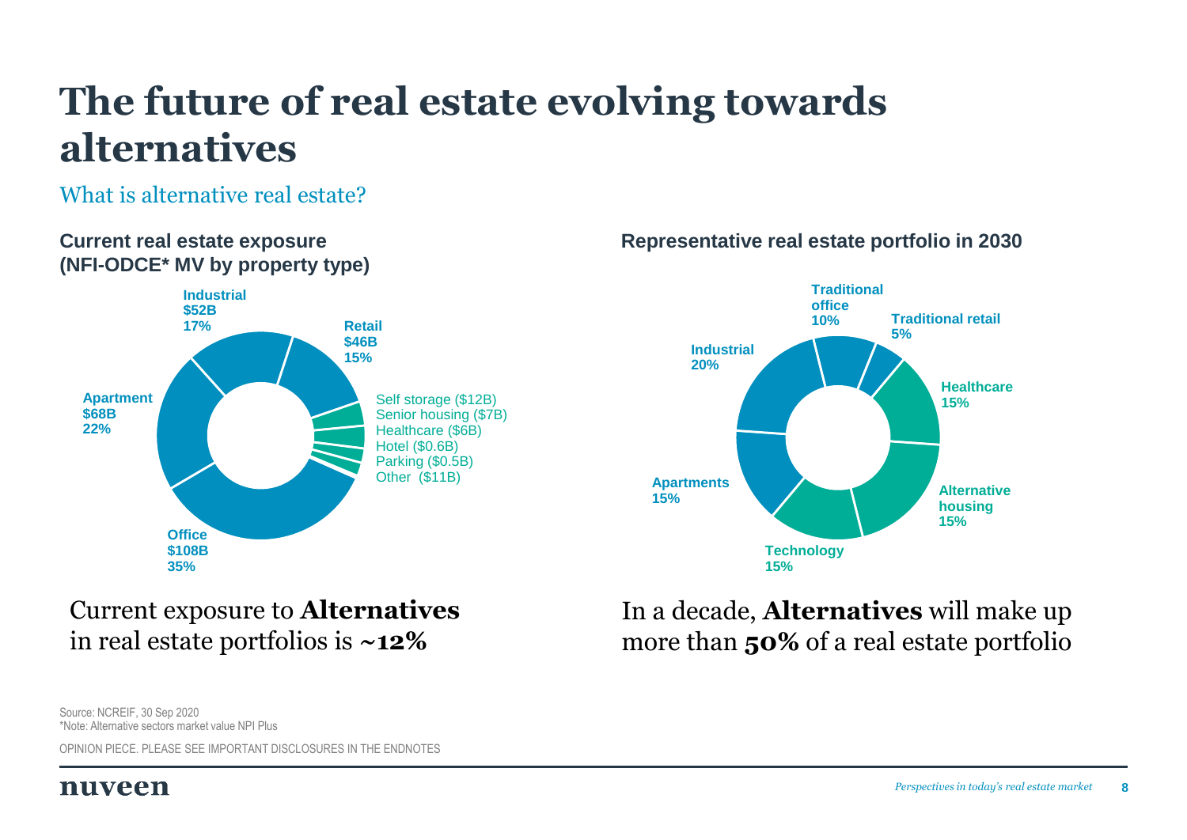# The future of real estate evolving towards alternatives

## What is alternative real estate?

**Current real estate exposure (NFI-ODCE* MV by property type)**

- **Industrial** $52B 17%
- **Retail** $46B 15%
- Self storage ($12B)
- Senior housing ($7B)
- Healthcare ($6B)
- Hotel ($0.6B)
- Parking ($0.5B)
- Other ($11B)
- **Office** $108B 35%
- **Apartment** $68B 22%

Current exposure to **Alternatives** in real estate portfolios is **~12%**

**Representative real estate portfolio in 2030**

- **Traditional office** 10%
- **Traditional retail** 5%
- **Healthcare** 15%
- **Alternative housing** 15%
- **Technology** 15%
- **Apartments** 15%
- **Industrial** 20%

In a decade, **Alternatives** will make up more than **50%** of a real estate portfolio

Source: NCREIF, 30 Sep 2020
*Note: Alternative sectors market value NPI Plus

OPINION PIECE. PLEASE SEE IMPORTANT DISCLOSURES IN THE ENDNOTES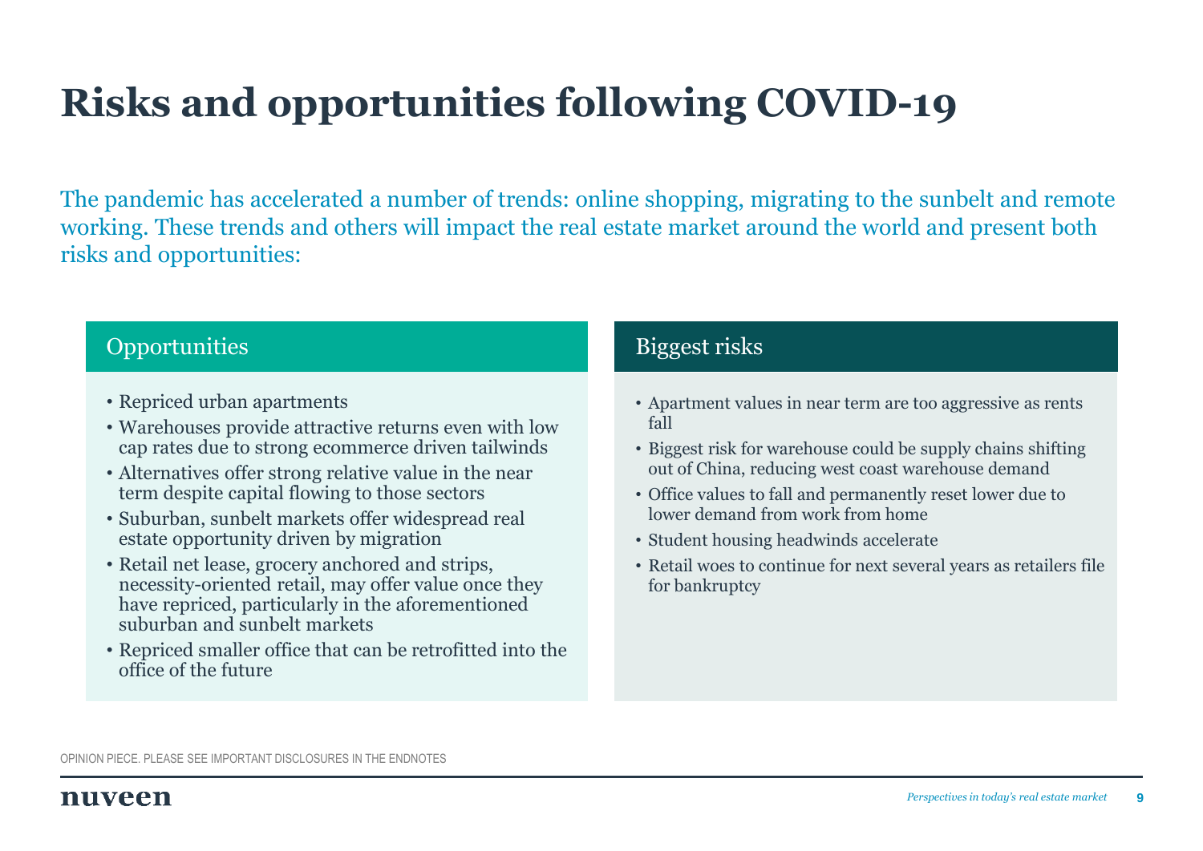# Risks and opportunities following COVID-19

The pandemic has accelerated a number of trends: online shopping, migrating to the sunbelt and remote working. These trends and others will impact the real estate market around the world and present both risks and opportunities:

## Opportunities

- Repriced urban apartments
- Warehouses provide attractive returns even with low cap rates due to strong ecommerce driven tailwinds
- Alternatives offer strong relative value in the near term despite capital flowing to those sectors
- Suburban, sunbelt markets offer widespread real estate opportunity driven by migration
- Retail net lease, grocery anchored and strips, necessity-oriented retail, may offer value once they have repriced, particularly in the aforementioned suburban and sunbelt markets
- Repriced smaller office that can be retrofitted into the office of the future

## Biggest risks

- Apartment values in near term are too aggressive as rents fall
- Biggest risk for warehouse could be supply chains shifting out of China, reducing west coast warehouse demand
- Office values to fall and permanently reset lower due to lower demand from work from home
- Student housing headwinds accelerate
- Retail woes to continue for next several years as retailers file for bankruptcy

OPINION PIECE. PLEASE SEE IMPORTANT DISCLOSURES IN THE ENDNOTES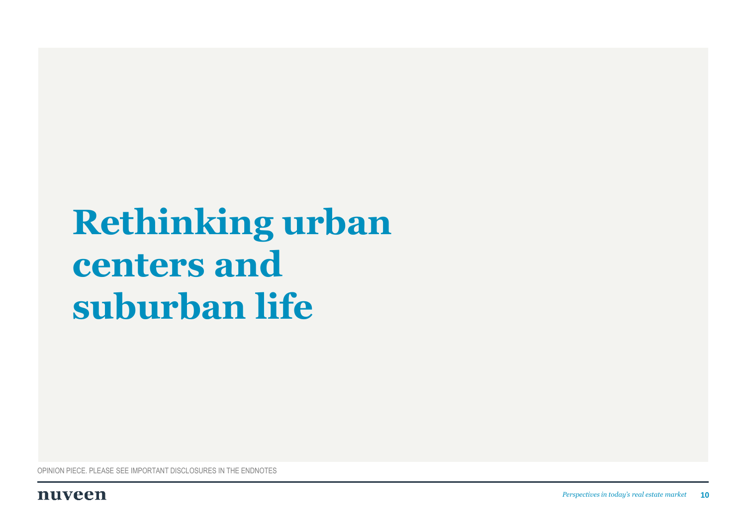# Rethinking urban centers and suburban life

OPINION PIECE. PLEASE SEE IMPORTANT DISCLOSURES IN THE ENDNOTES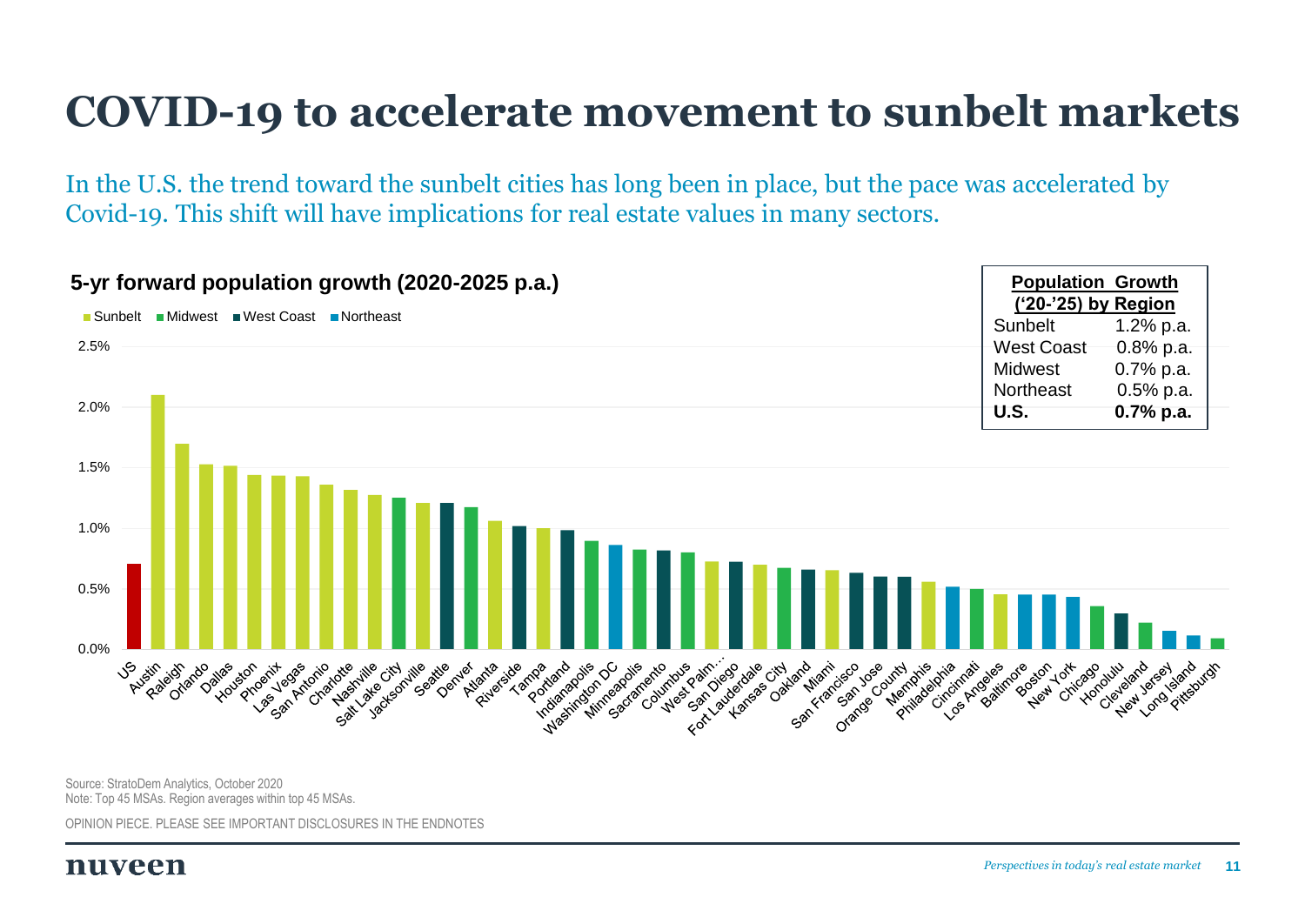# COVID-19 to accelerate movement to sunbelt markets

In the U.S. the trend toward the sunbelt cities has long been in place, but the pace was accelerated by Covid-19. This shift will have implications for real estate values in many sectors.

**5-yr forward population growth (2020-2025 p.a.)**

Sunbelt | Midwest | West Coast | Northeast

| Population Growth ('20-'25) by Region | |
|---|---|
| Sunbelt | 1.2% p.a. |
| West Coast | 0.8% p.a. |
| Midwest | 0.7% p.a. |
| Northeast | 0.5% p.a. |
| **U.S.** | **0.7% p.a.** |

Source: StratoDem Analytics, October 2020
Note: Top 45 MSAs. Region averages within top 45 MSAs.

OPINION PIECE. PLEASE SEE IMPORTANT DISCLOSURES IN THE ENDNOTES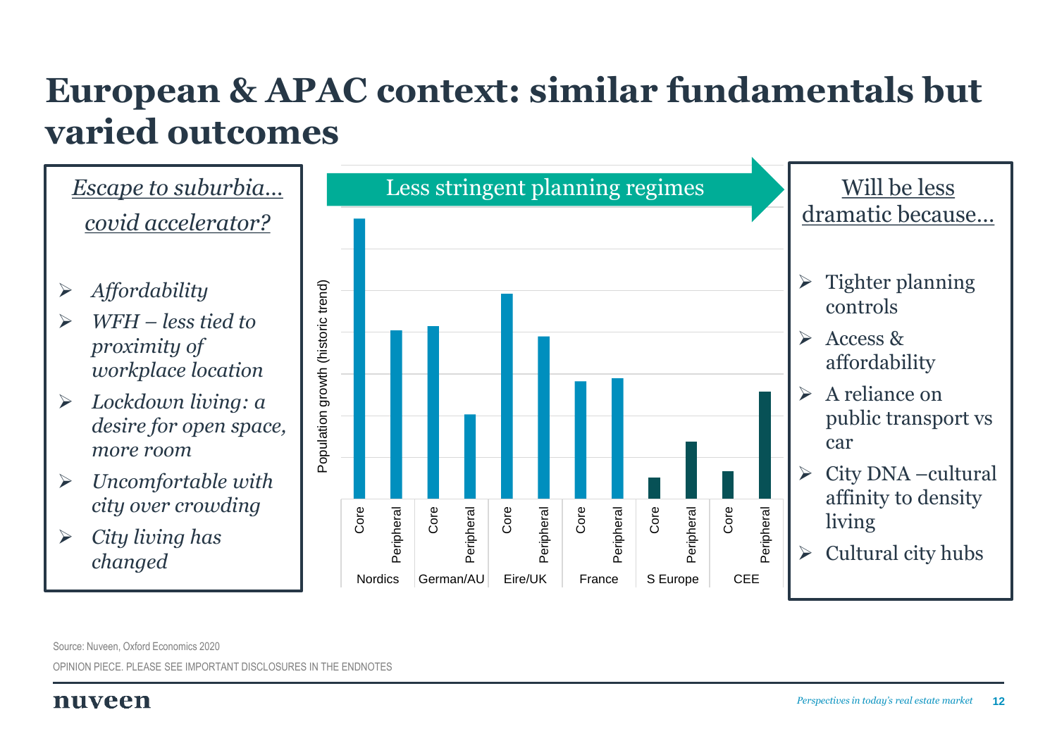# European & APAC context: similar fundamentals but varied outcomes

*Escape to suburbia… covid accelerator?*

- *Affordability*
- *WFH – less tied to proximity of workplace location*
- *Lockdown living: a desire for open space, more room*
- *Uncomfortable with city over crowding*
- *City living has changed*

Less stringent planning regimes

Population growth (historic trend)

| Region | Segment |
|---|---|
| Nordics | Core |
| Nordics | Peripheral |
| German/AU | Core |
| German/AU | Peripheral |
| Eire/UK | Core |
| Eire/UK | Peripheral |
| France | Core |
| France | Peripheral |
| S Europe | Core |
| S Europe | Peripheral |
| CEE | Core |
| CEE | Peripheral |

Will be less dramatic because…

- Tighter planning controls
- Access & affordability
- A reliance on public transport vs car
- City DNA –cultural affinity to density living
- Cultural city hubs

Source: Nuveen, Oxford Economics 2020

OPINION PIECE. PLEASE SEE IMPORTANT DISCLOSURES IN THE ENDNOTES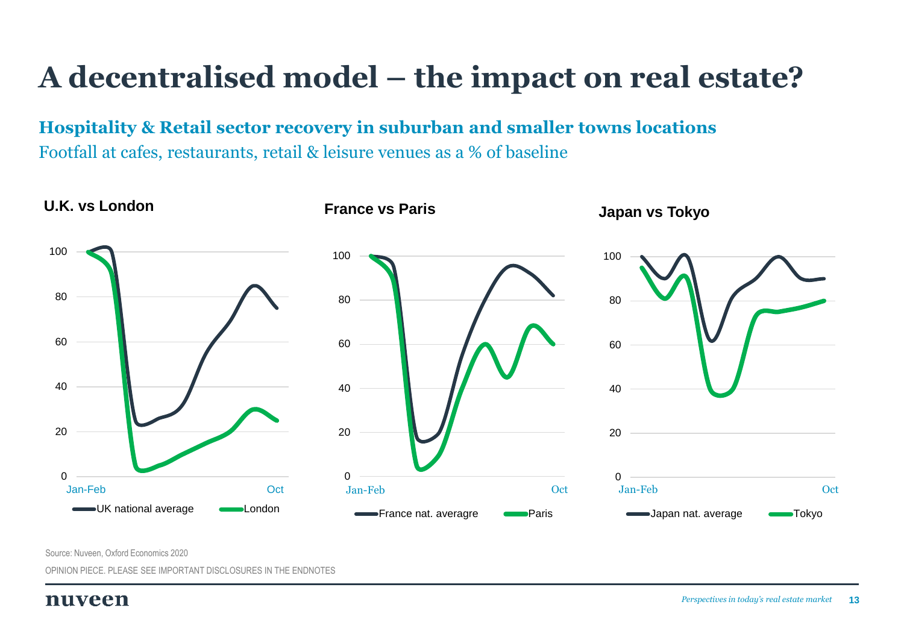# A decentralised model – the impact on real estate?

## Hospitality & Retail sector recovery in suburban and smaller towns locations

Footfall at cafes, restaurants, retail & leisure venues as a % of baseline

**U.K. vs London**

100
80
60
40
20
0

Jan-Feb — Oct

UK national average — London

**France vs Paris**

100
80
60
40
20
0

Jan-Feb — Oct

France nat. averagre — Paris

**Japan vs Tokyo**

100
80
60
40
20
0

Jan-Feb — Oct

Japan nat. average — Tokyo

Source: Nuveen, Oxford Economics 2020

OPINION PIECE. PLEASE SEE IMPORTANT DISCLOSURES IN THE ENDNOTES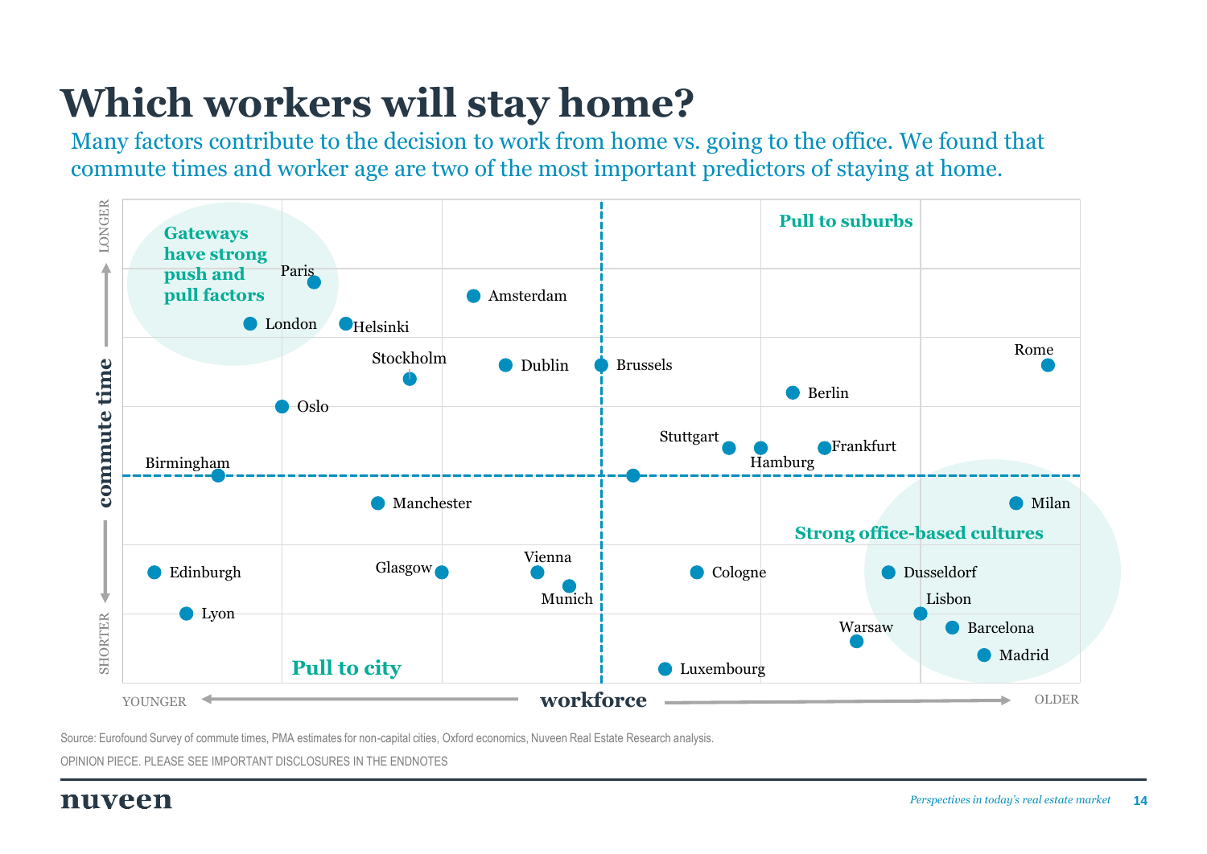# Which workers will stay home?

Many factors contribute to the decision to work from home vs. going to the office. We found that commute times and worker age are two of the most important predictors of staying at home.

commute time (LONGER / SHORTER)

workforce (YOUNGER / OLDER)

Gateways have strong push and pull factors

Pull to suburbs

Strong office-based cultures

Pull to city

Paris, London, Helsinki, Amsterdam, Stockholm, Dublin, Brussels, Oslo, Rome, Berlin, Stuttgart, Hamburg, Frankfurt, Birmingham, Manchester, Milan, Edinburgh, Glasgow, Vienna, Munich, Cologne, Dusseldorf, Lisbon, Lyon, Warsaw, Barcelona, Madrid, Luxembourg

Source: Eurofound Survey of commute times, PMA estimates for non-capital cities, Oxford economics, Nuveen Real Estate Research analysis.

OPINION PIECE. PLEASE SEE IMPORTANT DISCLOSURES IN THE ENDNOTES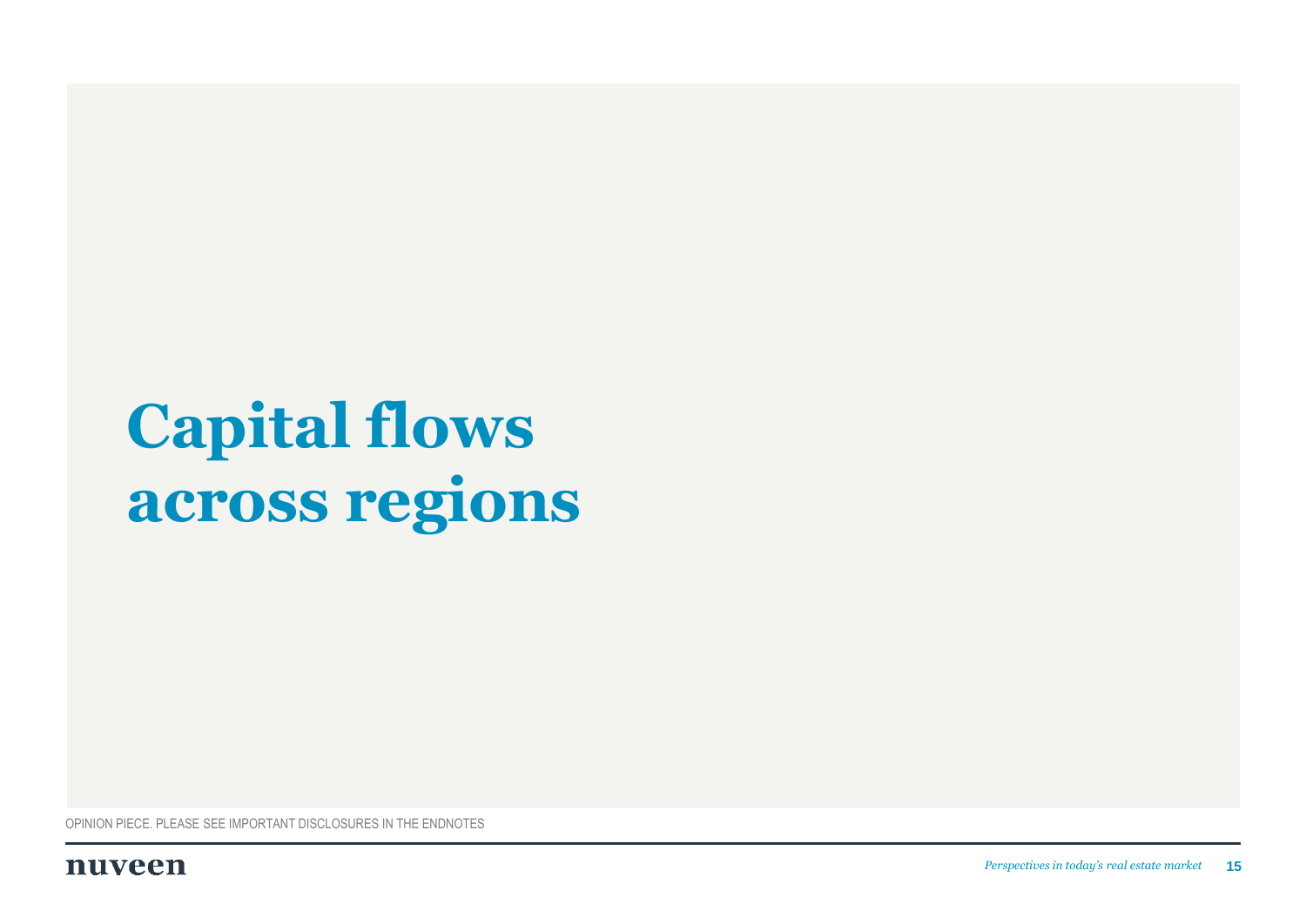# Capital flows across regions

OPINION PIECE. PLEASE SEE IMPORTANT DISCLOSURES IN THE ENDNOTES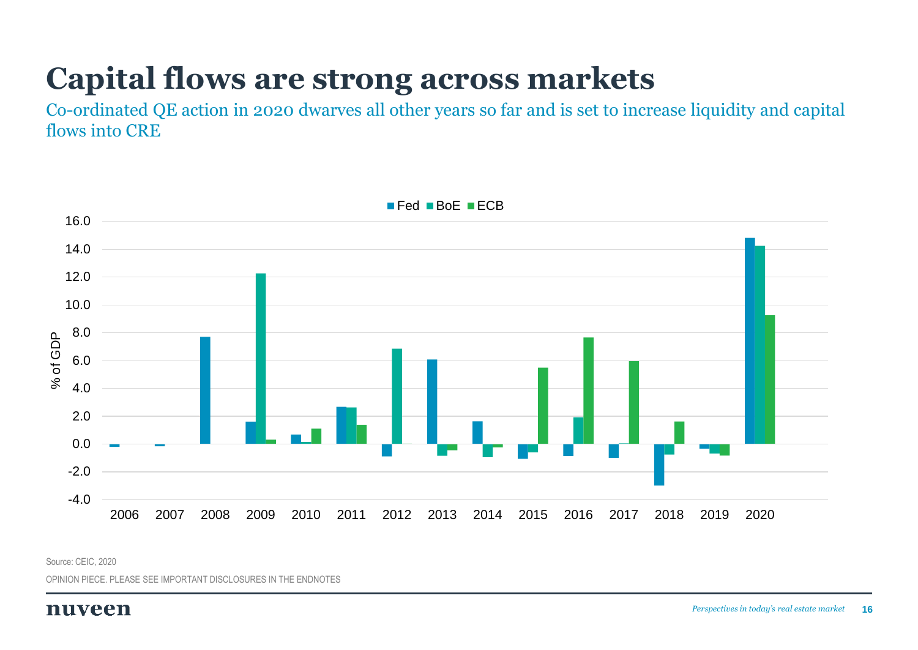# Capital flows are strong across markets

Co-ordinated QE action in 2020 dwarves all other years so far and is set to increase liquidity and capital flows into CRE

Source: CEIC, 2020

OPINION PIECE. PLEASE SEE IMPORTANT DISCLOSURES IN THE ENDNOTES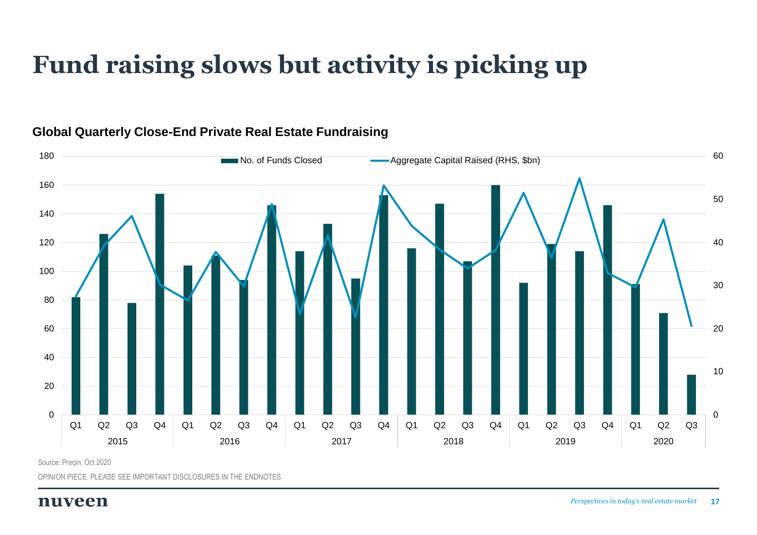# Fund raising slows but activity is picking up

**Global Quarterly Close-End Private Real Estate Fundraising**

Source: Preqin, Oct 2020

OPINION PIECE. PLEASE SEE IMPORTANT DISCLOSURES IN THE ENDNOTES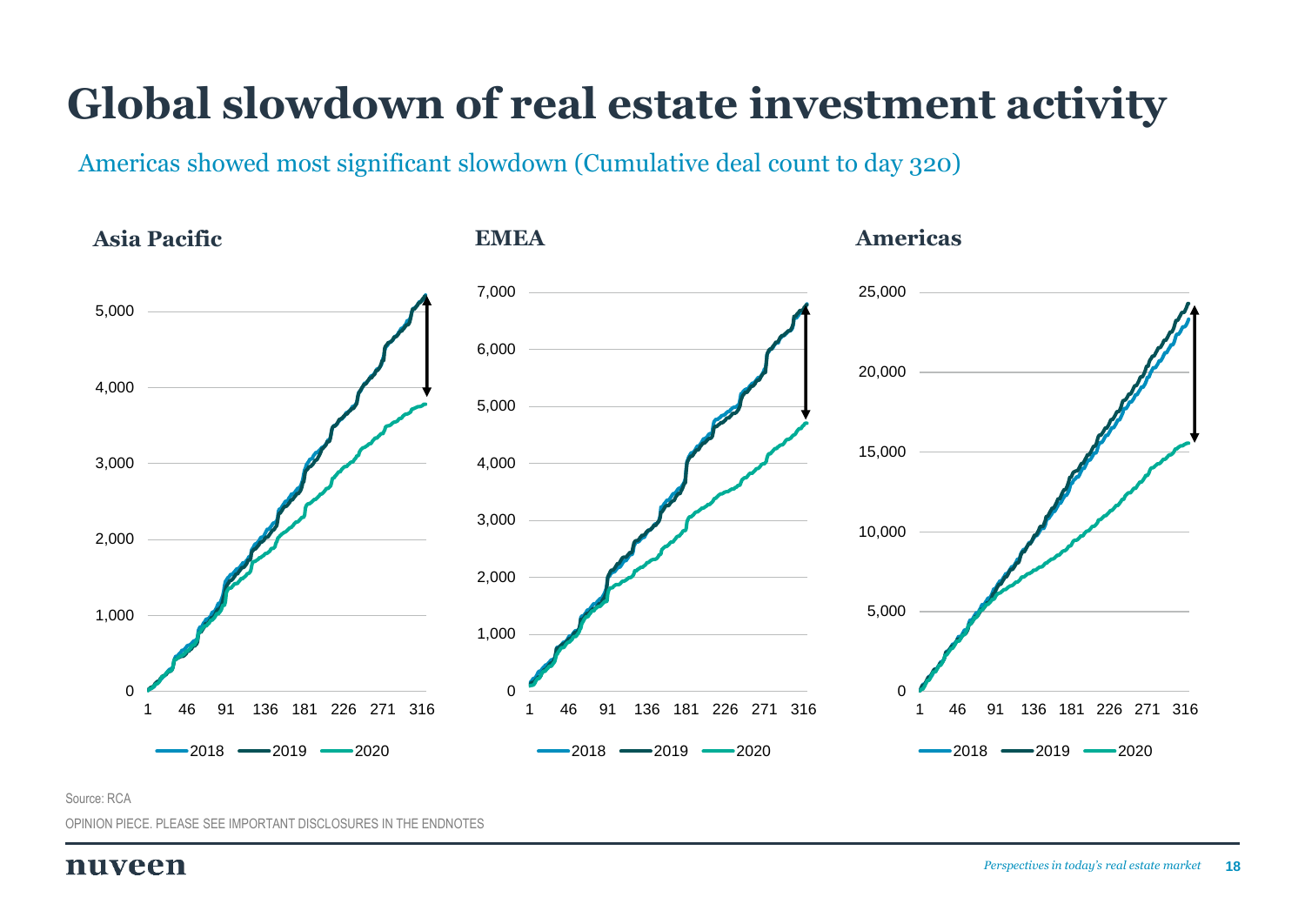# Global slowdown of real estate investment activity

Americas showed most significant slowdown (Cumulative deal count to day 320)

### Asia Pacific

### EMEA

### Americas

Source: RCA

OPINION PIECE. PLEASE SEE IMPORTANT DISCLOSURES IN THE ENDNOTES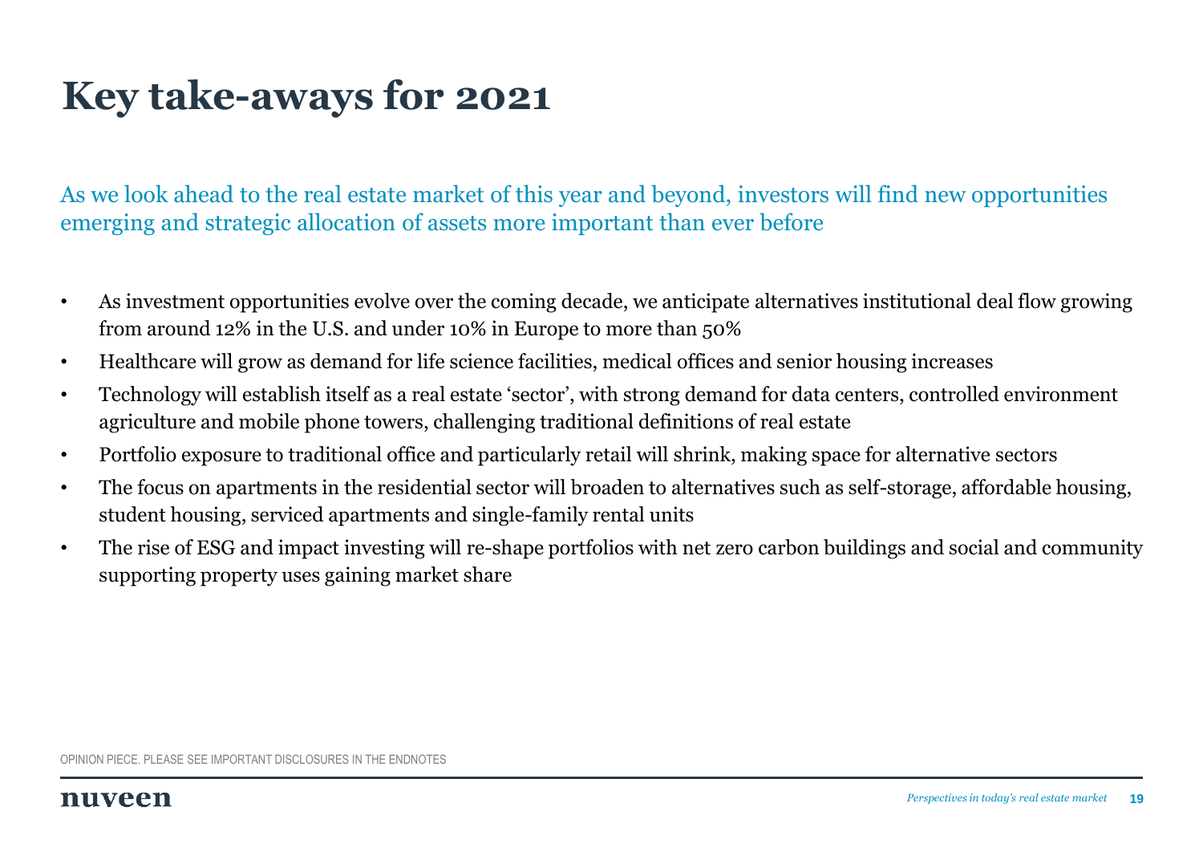# Key take-aways for 2021

As we look ahead to the real estate market of this year and beyond, investors will find new opportunities emerging and strategic allocation of assets more important than ever before

- As investment opportunities evolve over the coming decade, we anticipate alternatives institutional deal flow growing from around 12% in the U.S. and under 10% in Europe to more than 50%
- Healthcare will grow as demand for life science facilities, medical offices and senior housing increases
- Technology will establish itself as a real estate 'sector', with strong demand for data centers, controlled environment agriculture and mobile phone towers, challenging traditional definitions of real estate
- Portfolio exposure to traditional office and particularly retail will shrink, making space for alternative sectors
- The focus on apartments in the residential sector will broaden to alternatives such as self-storage, affordable housing, student housing, serviced apartments and single-family rental units
- The rise of ESG and impact investing will re-shape portfolios with net zero carbon buildings and social and community supporting property uses gaining market share

OPINION PIECE. PLEASE SEE IMPORTANT DISCLOSURES IN THE ENDNOTES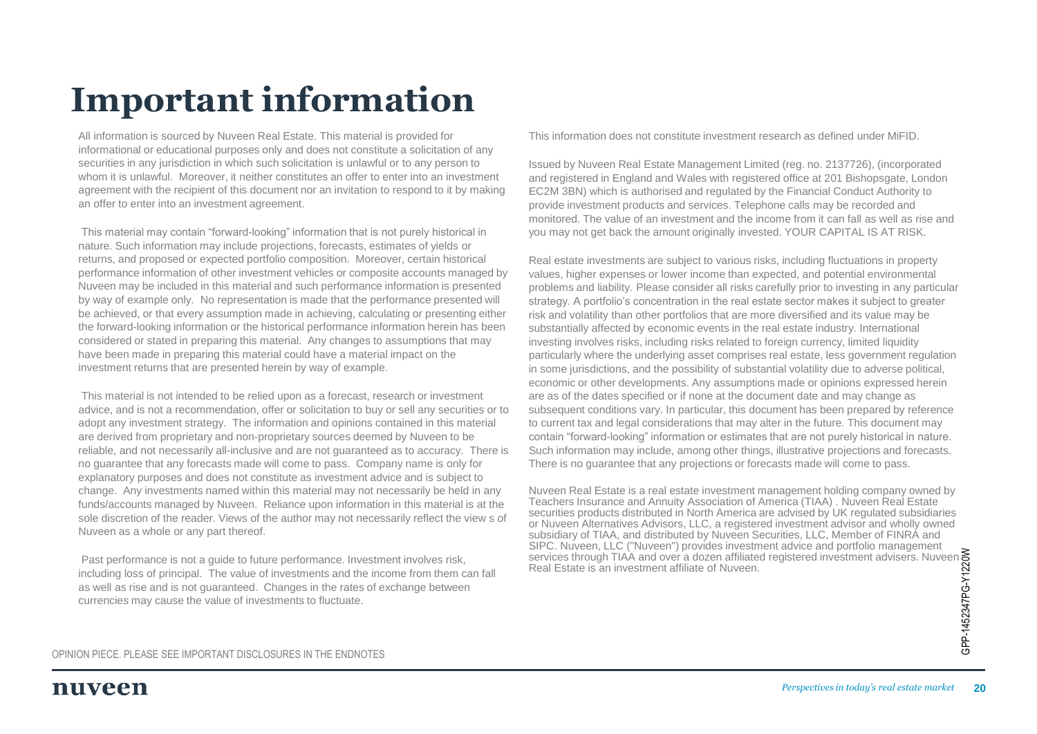# Important information

All information is sourced by Nuveen Real Estate. This material is provided for informational or educational purposes only and does not constitute a solicitation of any securities in any jurisdiction in which such solicitation is unlawful or to any person to whom it is unlawful. Moreover, it neither constitutes an offer to enter into an investment agreement with the recipient of this document nor an invitation to respond to it by making an offer to enter into an investment agreement.

This material may contain "forward-looking" information that is not purely historical in nature. Such information may include projections, forecasts, estimates of yields or returns, and proposed or expected portfolio composition. Moreover, certain historical performance information of other investment vehicles or composite accounts managed by Nuveen may be included in this material and such performance information is presented by way of example only. No representation is made that the performance presented will be achieved, or that every assumption made in achieving, calculating or presenting either the forward-looking information or the historical performance information herein has been considered or stated in preparing this material. Any changes to assumptions that may have been made in preparing this material could have a material impact on the investment returns that are presented herein by way of example.

This material is not intended to be relied upon as a forecast, research or investment advice, and is not a recommendation, offer or solicitation to buy or sell any securities or to adopt any investment strategy. The information and opinions contained in this material are derived from proprietary and non-proprietary sources deemed by Nuveen to be reliable, and not necessarily all-inclusive and are not guaranteed as to accuracy. There is no guarantee that any forecasts made will come to pass. Company name is only for explanatory purposes and does not constitute as investment advice and is subject to change. Any investments named within this material may not necessarily be held in any funds/accounts managed by Nuveen. Reliance upon information in this material is at the sole discretion of the reader. Views of the author may not necessarily reflect the view s of Nuveen as a whole or any part thereof.

Past performance is not a guide to future performance. Investment involves risk, including loss of principal. The value of investments and the income from them can fall as well as rise and is not guaranteed. Changes in the rates of exchange between currencies may cause the value of investments to fluctuate.

This information does not constitute investment research as defined under MiFID.

Issued by Nuveen Real Estate Management Limited (reg. no. 2137726), (incorporated and registered in England and Wales with registered office at 201 Bishopsgate, London EC2M 3BN) which is authorised and regulated by the Financial Conduct Authority to provide investment products and services. Telephone calls may be recorded and monitored. The value of an investment and the income from it can fall as well as rise and you may not get back the amount originally invested. YOUR CAPITAL IS AT RISK.

Real estate investments are subject to various risks, including fluctuations in property values, higher expenses or lower income than expected, and potential environmental problems and liability. Please consider all risks carefully prior to investing in any particular strategy. A portfolio's concentration in the real estate sector makes it subject to greater risk and volatility than other portfolios that are more diversified and its value may be substantially affected by economic events in the real estate industry. International investing involves risks, including risks related to foreign currency, limited liquidity particularly where the underlying asset comprises real estate, less government regulation in some jurisdictions, and the possibility of substantial volatility due to adverse political, economic or other developments. Any assumptions made or opinions expressed herein are as of the dates specified or if none at the document date and may change as subsequent conditions vary. In particular, this document has been prepared by reference to current tax and legal considerations that may alter in the future. This document may contain "forward-looking" information or estimates that are not purely historical in nature. Such information may include, among other things, illustrative projections and forecasts. There is no guarantee that any projections or forecasts made will come to pass.

Nuveen Real Estate is a real estate investment management holding company owned by Teachers Insurance and Annuity Association of America (TIAA) . Nuveen Real Estate securities products distributed in North America are advised by UK regulated subsidiaries or Nuveen Alternatives Advisors, LLC, a registered investment advisor and wholly owned subsidiary of TIAA, and distributed by Nuveen Securities, LLC, Member of FINRA and SIPC. Nuveen, LLC ("Nuveen") provides investment advice and portfolio management services through TIAA and over a dozen affiliated registered investment advisers. Nuveen Real Estate is an investment affiliate of Nuveen.

GPP-1452347PG-Y1220W

OPINION PIECE. PLEASE SEE IMPORTANT DISCLOSURES IN THE ENDNOTES